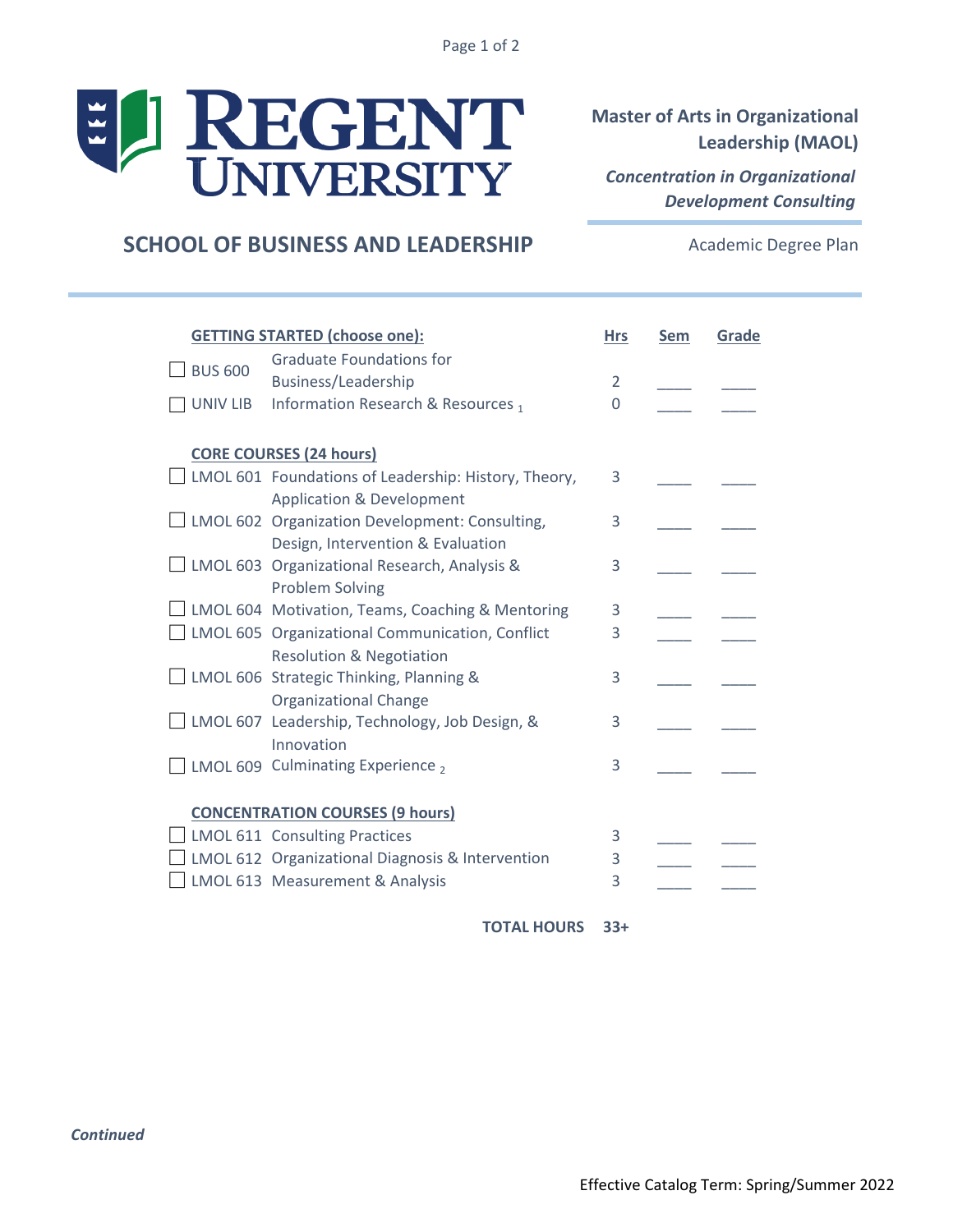# Regent University

## SCHOOL OF BUSINESS AND LEADERSHIP

**Master of Arts in Organizational Leadership (MAOL)**

***Concentration in Organizational Development Consulting***

Academic Degree Plan

| **GETTING STARTED (choose one):** | | **Hrs** | **Sem** | **Grade** |
|---|---|---|---|---|
| ☐ BUS 600 | Graduate Foundations for Business/Leadership | 2 | ____ | ____ |
| ☐ UNIV LIB | Information Research & Resources [1] | 0 | ____ | ____ |
| **CORE COURSES (24 hours)** | | | | |
| ☐ LMOL 601 | Foundations of Leadership: History, Theory, Application & Development | 3 | ____ | ____ |
| ☐ LMOL 602 | Organization Development: Consulting, Design, Intervention & Evaluation | 3 | ____ | ____ |
| ☐ LMOL 603 | Organizational Research, Analysis & Problem Solving | 3 | ____ | ____ |
| ☐ LMOL 604 | Motivation, Teams, Coaching & Mentoring | 3 | ____ | ____ |
| ☐ LMOL 605 | Organizational Communication, Conflict Resolution & Negotiation | 3 | ____ | ____ |
| ☐ LMOL 606 | Strategic Thinking, Planning & Organizational Change | 3 | ____ | ____ |
| ☐ LMOL 607 | Leadership, Technology, Job Design, & Innovation | 3 | ____ | ____ |
| ☐ LMOL 609 | Culminating Experience [2] | 3 | ____ | ____ |
| **CONCENTRATION COURSES (9 hours)** | | | | |
| ☐ LMOL 611 | Consulting Practices | 3 | ____ | ____ |
| ☐ LMOL 612 | Organizational Diagnosis & Intervention | 3 | ____ | ____ |
| ☐ LMOL 613 | Measurement & Analysis | 3 | ____ | ____ |
| | **TOTAL HOURS** | **33+** | | |

***Continued***

Effective Catalog Term: Spring/Summer 2022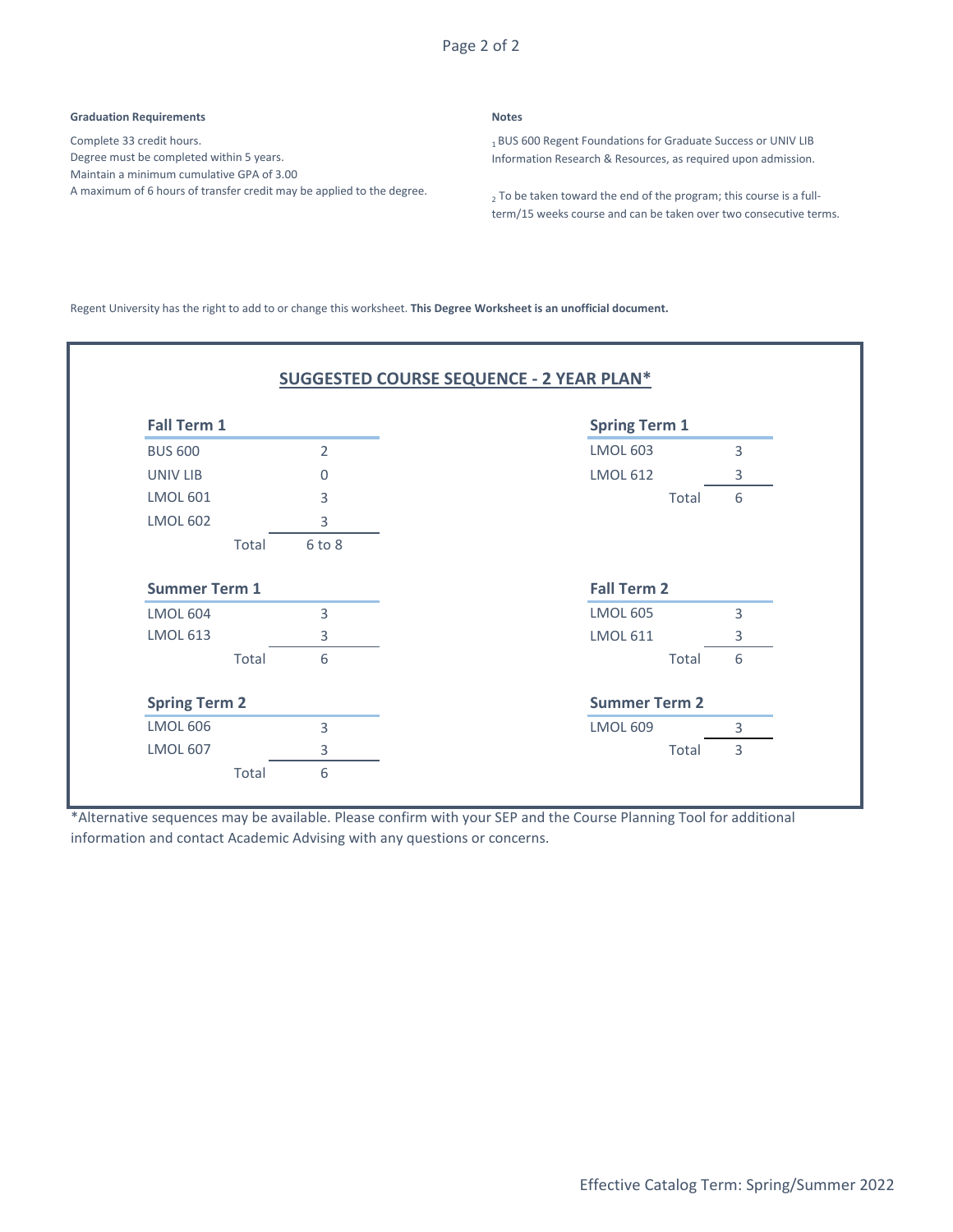**Graduation Requirements**

Complete 33 credit hours.
Degree must be completed within 5 years.
Maintain a minimum cumulative GPA of 3.00
A maximum of 6 hours of transfer credit may be applied to the degree.

**Notes**

[1] BUS 600 Regent Foundations for Graduate Success or UNIV LIB Information Research & Resources, as required upon admission.

[2] To be taken toward the end of the program; this course is a full-term/15 weeks course and can be taken over two consecutive terms.

Regent University has the right to add to or change this worksheet. **This Degree Worksheet is an unofficial document.**

## SUGGESTED COURSE SEQUENCE - 2 YEAR PLAN*

**Fall Term 1**

| | |
|---|---|
| BUS 600 | 2 |
| UNIV LIB | 0 |
| LMOL 601 | 3 |
| LMOL 602 | 3 |
| Total | 6 to 8 |

**Spring Term 1**

| | |
|---|---|
| LMOL 603 | 3 |
| LMOL 612 | 3 |
| Total | 6 |

**Summer Term 1**

| | |
|---|---|
| LMOL 604 | 3 |
| LMOL 613 | 3 |
| Total | 6 |

**Fall Term 2**

| | |
|---|---|
| LMOL 605 | 3 |
| LMOL 611 | 3 |
| Total | 6 |

**Spring Term 2**

| | |
|---|---|
| LMOL 606 | 3 |
| LMOL 607 | 3 |
| Total | 6 |

**Summer Term 2**

| | |
|---|---|
| LMOL 609 | 3 |
| Total | 3 |

*Alternative sequences may be available. Please confirm with your SEP and the Course Planning Tool for additional information and contact Academic Advising with any questions or concerns.

Effective Catalog Term: Spring/Summer 2022